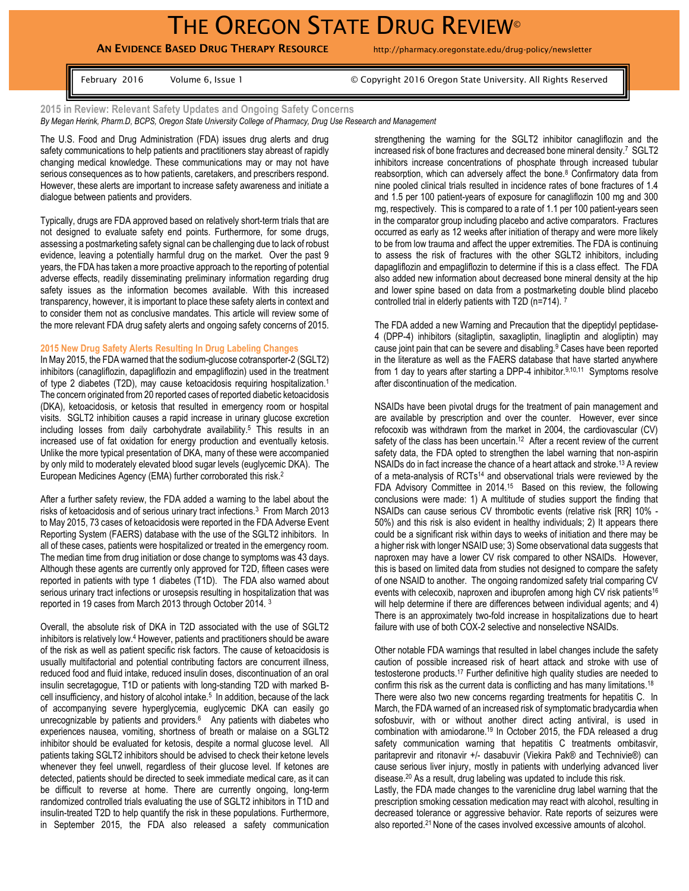# THE OREGON STATE DRUG REVIEW©

**AN EVIDENCE BASED DRUG THERAPY RESOURCE** http://pharmacy.oregonstate.edu/drug-policy/newsletter

February 2016 Volume 6, Issue 1 © Copyright 2016 Oregon State University. All Rights Reserved

## 2015 in Review: Relevant Safety Updates and Ongoing Safety Concerns

*By Megan Herink, Pharm.D, BCPS, Oregon State University College of Pharmacy, Drug Use Research and Management*

The U.S. Food and Drug Administration (FDA) issues drug alerts and drug safety communications to help patients and practitioners stay abreast of rapidly changing medical knowledge. These communications may or may not have serious consequences as to how patients, caretakers, and prescribers respond. However, these alerts are important to increase safety awareness and initiate a dialogue between patients and providers.

Typically, drugs are FDA approved based on relatively short-term trials that are not designed to evaluate safety end points. Furthermore, for some drugs, assessing a postmarketing safety signal can be challenging due to lack of robust evidence, leaving a potentially harmful drug on the market. Over the past 9 years, the FDA has taken a more proactive approach to the reporting of potential adverse effects, readily disseminating preliminary information regarding drug safety issues as the information becomes available. With this increased transparency, however, it is important to place these safety alerts in context and to consider them not as conclusive mandates. This article will review some of the more relevant FDA drug safety alerts and ongoing safety concerns of 2015.

### 2015 New Drug Safety Alerts Resulting In Drug Labeling Changes

In May 2015, the FDA warned that the sodium-glucose cotransporter-2 (SGLT2) inhibitors (canagliflozin, dapagliflozin and empagliflozin) used in the treatment of type 2 diabetes (T2D), may cause ketoacidosis requiring hospitalization.[1] The concern originated from 20 reported cases of reported diabetic ketoacidosis (DKA), ketoacidosis, or ketosis that resulted in emergency room or hospital visits. SGLT2 inhibition causes a rapid increase in urinary glucose excretion including losses from daily carbohydrate availability.[5] This results in an increased use of fat oxidation for energy production and eventually ketosis. Unlike the more typical presentation of DKA, many of these were accompanied by only mild to moderately elevated blood sugar levels (euglycemic DKA). The European Medicines Agency (EMA) further corroborated this risk.[2]

After a further safety review, the FDA added a warning to the label about the risks of ketoacidosis and of serious urinary tract infections.[3] From March 2013 to May 2015, 73 cases of ketoacidosis were reported in the FDA Adverse Event Reporting System (FAERS) database with the use of the SGLT2 inhibitors. In all of these cases, patients were hospitalized or treated in the emergency room. The median time from drug initiation or dose change to symptoms was 43 days. Although these agents are currently only approved for T2D, fifteen cases were reported in patients with type 1 diabetes (T1D). The FDA also warned about serious urinary tract infections or urosepsis resulting in hospitalization that was reported in 19 cases from March 2013 through October 2014. [3]

Overall, the absolute risk of DKA in T2D associated with the use of SGLT2 inhibitors is relatively low.[4] However, patients and practitioners should be aware of the risk as well as patient specific risk factors. The cause of ketoacidosis is usually multifactorial and potential contributing factors are concurrent illness, reduced food and fluid intake, reduced insulin doses, discontinuation of an oral insulin secretagogue, T1D or patients with long-standing T2D with marked B-cell insufficiency, and history of alcohol intake.[5] In addition, because of the lack of accompanying severe hyperglycemia, euglycemic DKA can easily go unrecognizable by patients and providers.[6] Any patients with diabetes who experiences nausea, vomiting, shortness of breath or malaise on a SGLT2 inhibitor should be evaluated for ketosis, despite a normal glucose level. All patients taking SGLT2 inhibitors should be advised to check their ketone levels whenever they feel unwell, regardless of their glucose level. If ketones are detected, patients should be directed to seek immediate medical care, as it can be difficult to reverse at home. There are currently ongoing, long-term randomized controlled trials evaluating the use of SGLT2 inhibitors in T1D and insulin-treated T2D to help quantify the risk in these populations. Furthermore, in September 2015, the FDA also released a safety communication strengthening the warning for the SGLT2 inhibitor canagliflozin and the increased risk of bone fractures and decreased bone mineral density.[7] SGLT2 inhibitors increase concentrations of phosphate through increased tubular reabsorption, which can adversely affect the bone.[8] Confirmatory data from nine pooled clinical trials resulted in incidence rates of bone fractures of 1.4 and 1.5 per 100 patient-years of exposure for canagliflozin 100 mg and 300 mg, respectively. This is compared to a rate of 1.1 per 100 patient-years seen in the comparator group including placebo and active comparators. Fractures occurred as early as 12 weeks after initiation of therapy and were more likely to be from low trauma and affect the upper extremities. The FDA is continuing to assess the risk of fractures with the other SGLT2 inhibitors, including dapagliflozin and empagliflozin to determine if this is a class effect. The FDA also added new information about decreased bone mineral density at the hip and lower spine based on data from a postmarketing double blind placebo controlled trial in elderly patients with T2D (n=714). [7]

The FDA added a new Warning and Precaution that the dipeptidyl peptidase-4 (DPP-4) inhibitors (sitagliptin, saxagliptin, linagliptin and alogliptin) may cause joint pain that can be severe and disabling.[9] Cases have been reported in the literature as well as the FAERS database that have started anywhere from 1 day to years after starting a DPP-4 inhibitor.[9,10,11] Symptoms resolve after discontinuation of the medication.

NSAIDs have been pivotal drugs for the treatment of pain management and are available by prescription and over the counter. However, ever since refocoxib was withdrawn from the market in 2004, the cardiovascular (CV) safety of the class has been uncertain.[12] After a recent review of the current safety data, the FDA opted to strengthen the label warning that non-aspirin NSAIDs do in fact increase the chance of a heart attack and stroke.[13] A review of a meta-analysis of RCTs[14] and observational trials were reviewed by the FDA Advisory Committee in 2014.[15] Based on this review, the following conclusions were made: 1) A multitude of studies support the finding that NSAIDs can cause serious CV thrombotic events (relative risk [RR] 10% - 50%) and this risk is also evident in healthy individuals; 2) It appears there could be a significant risk within days to weeks of initiation and there may be a higher risk with longer NSAID use; 3) Some observational data suggests that naproxen may have a lower CV risk compared to other NSAIDs. However, this is based on limited data from studies not designed to compare the safety of one NSAID to another. The ongoing randomized safety trial comparing CV events with celecoxib, naproxen and ibuprofen among high CV risk patients[16] will help determine if there are differences between individual agents; and 4) There is an approximately two-fold increase in hospitalizations due to heart failure with use of both COX-2 selective and nonselective NSAIDs.

Other notable FDA warnings that resulted in label changes include the safety caution of possible increased risk of heart attack and stroke with use of testosterone products.[17] Further definitive high quality studies are needed to confirm this risk as the current data is conflicting and has many limitations.[18] There were also two new concerns regarding treatments for hepatitis C. In March, the FDA warned of an increased risk of symptomatic bradycardia when sofosbuvir, with or without another direct acting antiviral, is used in combination with amiodarone.[19] In October 2015, the FDA released a drug safety communication warning that hepatitis C treatments ombitasvir, paritaprevir and ritonavir +/- dasabuvir (Viekira Pak® and Technivie®) can cause serious liver injury, mostly in patients with underlying advanced liver disease.[20] As a result, drug labeling was updated to include this risk.

Lastly, the FDA made changes to the varenicline drug label warning that the prescription smoking cessation medication may react with alcohol, resulting in decreased tolerance or aggressive behavior. Rate reports of seizures were also reported.[21] None of the cases involved excessive amounts of alcohol.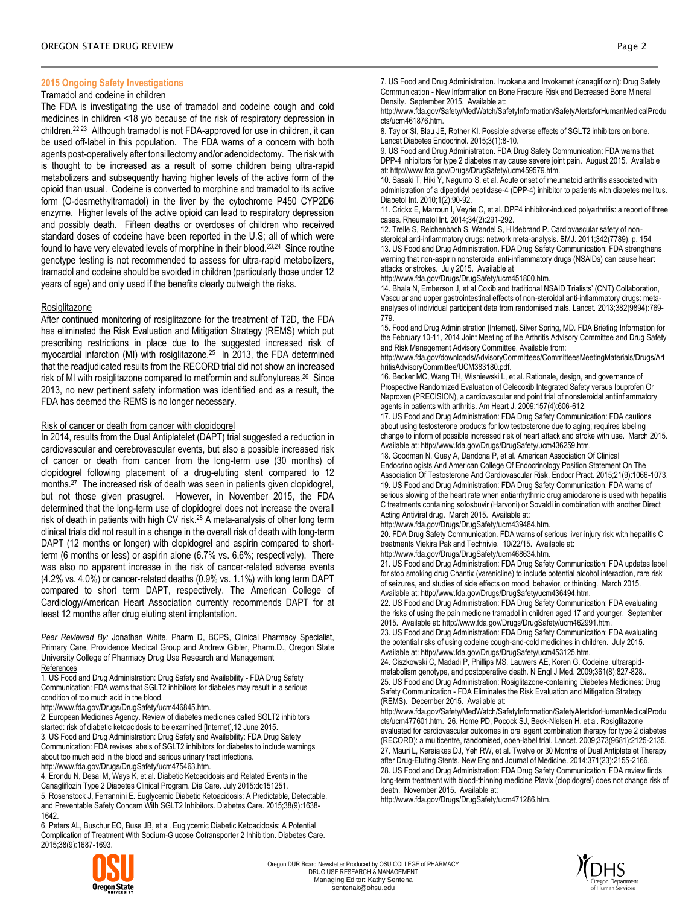## 2015 Ongoing Safety Investigations

### Tramadol and codeine in children

The FDA is investigating the use of tramadol and codeine cough and cold medicines in children <18 y/o because of the risk of respiratory depression in children.[22,23] Although tramadol is not FDA-approved for use in children, it can be used off-label in this population. The FDA warns of a concern with both agents post-operatively after tonsillectomy and/or adenoidectomy. The risk with is thought to be increased as a result of some children being ultra-rapid metabolizers and subsequently having higher levels of the active form of the opioid than usual. Codeine is converted to morphine and tramadol to its active form (O-desmethyltramadol) in the liver by the cytochrome P450 CYP2D6 enzyme. Higher levels of the active opioid can lead to respiratory depression and possibly death. Fifteen deaths or overdoses of children who received standard doses of codeine have been reported in the U.S; all of which were found to have very elevated levels of morphine in their blood.[23,24] Since routine genotype testing is not recommended to assess for ultra-rapid metabolizers, tramadol and codeine should be avoided in children (particularly those under 12 years of age) and only used if the benefits clearly outweigh the risks.

### Rosiglitazone

After continued monitoring of rosiglitazone for the treatment of T2D, the FDA has eliminated the Risk Evaluation and Mitigation Strategy (REMS) which put prescribing restrictions in place due to the suggested increased risk of myocardial infarction (MI) with rosiglitazone.[25] In 2013, the FDA determined that the readjudicated results from the RECORD trial did not show an increased risk of MI with rosiglitazone compared to metformin and sulfonylureas.[26] Since 2013, no new pertinent safety information was identified and as a result, the FDA has deemed the REMS is no longer necessary.

### Risk of cancer or death from cancer with clopidogrel

In 2014, results from the Dual Antiplatelet (DAPT) trial suggested a reduction in cardiovascular and cerebrovascular events, but also a possible increased risk of cancer or death from cancer from the long-term use (30 months) of clopidogrel following placement of a drug-eluting stent compared to 12 months.[27] The increased risk of death was seen in patients given clopidogrel, but not those given prasugrel. However, in November 2015, the FDA determined that the long-term use of clopidogrel does not increase the overall risk of death in patients with high CV risk.[28] A meta-analysis of other long term clinical trials did not result in a change in the overall risk of death with long-term DAPT (12 months or longer) with clopidogrel and aspirin compared to short-term (6 months or less) or aspirin alone (6.7% vs. 6.6%; respectively). There was also no apparent increase in the risk of cancer-related adverse events (4.2% vs. 4.0%) or cancer-related deaths (0.9% vs. 1.1%) with long term DAPT compared to short term DAPT, respectively. The American College of Cardiology/American Heart Association currently recommends DAPT for at least 12 months after drug eluting stent implantation.

*Peer Reviewed By:* Jonathan White, Pharm D, BCPS, Clinical Pharmacy Specialist, Primary Care, Providence Medical Group and Andrew Gibler, Pharm.D., Oregon State University College of Pharmacy Drug Use Research and Management

### References

1. US Food and Drug Administration: Drug Safety and Availability - FDA Drug Safety Communication: FDA warns that SGLT2 inhibitors for diabetes may result in a serious condition of too much acid in the blood. http://www.fda.gov/Drugs/DrugSafety/ucm446845.htm.
2. European Medicines Agency. Review of diabetes medicines called SGLT2 inhibitors started: risk of diabetic ketoacidosis to be examined [Internet],12 June 2015.
3. US Food and Drug Administration: Drug Safety and Availability: FDA Drug Safety Communication: FDA revises labels of SGLT2 inhibitors for diabetes to include warnings about too much acid in the blood and serious urinary tract infections. http://www.fda.gov/Drugs/DrugSafety/ucm475463.htm.
4. Erondu N, Desai M, Ways K, et al. Diabetic Ketoacidosis and Related Events in the Canagliflozin Type 2 Diabetes Clinical Program. Dia Care. July 2015:dc151251.
5. Rosenstock J, Ferrannini E. Euglycemic Diabetic Ketoacidosis: A Predictable, Detectable, and Preventable Safety Concern With SGLT2 Inhibitors. Diabetes Care. 2015;38(9):1638-1642.
6. Peters AL, Buschur EO, Buse JB, et al. Euglycemic Diabetic Ketoacidosis: A Potential Complication of Treatment With Sodium-Glucose Cotransporter 2 Inhibition. Diabetes Care. 2015;38(9):1687-1693.
7. US Food and Drug Administration. Invokana and Invokamet (canagliflozin): Drug Safety Communication - New Information on Bone Fracture Risk and Decreased Bone Mineral Density. September 2015. Available at: http://www.fda.gov/Safety/MedWatch/SafetyInformation/SafetyAlertsforHumanMedicalProducts/ucm461876.htm.
8. Taylor SI, Blau JE, Rother KI. Possible adverse effects of SGLT2 inhibitors on bone. Lancet Diabetes Endocrinol. 2015;3(1):8-10.
9. US Food and Drug Administration. FDA Drug Safety Communication: FDA warns that DPP-4 inhibitors for type 2 diabetes may cause severe joint pain. August 2015. Available at: http://www.fda.gov/Drugs/DrugSafety/ucm459579.htm.
10. Sasaki T, Hiki Y, Nagumo S, et al. Acute onset of rheumatoid arthritis associated with administration of a dipeptidyl peptidase-4 (DPP-4) inhibitor to patients with diabetes mellitus. Diabetol Int. 2010;1(2):90-92.
11. Crickx E, Marroun I, Veyrie C, et al. DPP4 inhibitor-induced polyarthritis: a report of three cases. Rheumatol Int. 2014;34(2):291-292.
12. Trelle S, Reichenbach S, Wandel S, Hildebrand P. Cardiovascular safety of non-steroidal anti-inflammatory drugs: network meta-analysis. BMJ. 2011;342(7789), p. 154
13. US Food and Drug Administration. FDA Drug Safety Communication: FDA strengthens warning that non-aspirin nonsteroidal anti-inflammatory drugs (NSAIDs) can cause heart attacks or strokes. July 2015. Available at http://www.fda.gov/Drugs/DrugSafety/ucm451800.htm.
14. Bhala N, Emberson J, et al Coxib and traditional NSAID Trialists' (CNT) Collaboration, Vascular and upper gastrointestinal effects of non-steroidal anti-inflammatory drugs: meta-analyses of individual participant data from randomised trials. Lancet. 2013;382(9894):769-779.
15. Food and Drug Administration [Internet]. Silver Spring, MD. FDA Briefing Information for the February 10-11, 2014 Joint Meeting of the Arthritis Advisory Committee and Drug Safety and Risk Management Advisory Committee. Available from: http://www.fda.gov/downloads/AdvisoryCommittees/CommitteesMeetingMaterials/Drugs/ArthritisAdvisoryCommittee/UCM383180.pdf.
16. Becker MC, Wang TH, Wisniewski L, et al. Rationale, design, and governance of Prospective Randomized Evaluation of Celecoxib Integrated Safety versus Ibuprofen Or Naproxen (PRECISION), a cardiovascular end point trial of nonsteroidal antiinflammatory agents in patients with arthritis. Am Heart J. 2009;157(4):606-612.
17. US Food and Drug Administration: FDA Drug Safety Communication: FDA cautions about using testosterone products for low testosterone due to aging; requires labeling change to inform of possible increased risk of heart attack and stroke with use. March 2015. Available at: http://www.fda.gov/Drugs/DrugSafety/ucm436259.htm.
18. Goodman N, Guay A, Dandona P, et al. American Association Of Clinical Endocrinologists And American College Of Endocrinology Position Statement On The Association Of Testosterone And Cardiovascular Risk. Endocr Pract. 2015;21(9):1066-1073.
19. US Food and Drug Administration: FDA Drug Safety Communication: FDA warns of serious slowing of the heart rate when antiarrhythmic drug amiodarone is used with hepatitis C treatments containing sofosbuvir (Harvoni) or Sovaldi in combination with another Direct Acting Antiviral drug. March 2015. Available at: http://www.fda.gov/Drugs/DrugSafety/ucm439484.htm.
20. FDA Drug Safety Communication. FDA warns of serious liver injury risk with hepatitis C treatments Viekira Pak and Technivie. 10/22/15. Available at: http://www.fda.gov/Drugs/DrugSafety/ucm468634.htm.
21. US Food and Drug Administration: FDA Drug Safety Communication: FDA updates label for stop smoking drug Chantix (varenicline) to include potential alcohol interaction, rare risk of seizures, and studies of side effects on mood, behavior, or thinking. March 2015. Available at: http://www.fda.gov/Drugs/DrugSafety/ucm436494.htm.
22. US Food and Drug Administration: FDA Drug Safety Communication: FDA evaluating the risks of using the pain medicine tramadol in children aged 17 and younger. September 2015. Available at: http://www.fda.gov/Drugs/DrugSafety/ucm462991.htm.
23. US Food and Drug Administration: FDA Drug Safety Communication: FDA evaluating the potential risks of using codeine cough-and-cold medicines in children. July 2015. Available at: http://www.fda.gov/Drugs/DrugSafety/ucm453125.htm.
24. Ciszkowski C, Madadi P, Phillips MS, Lauwers AE, Koren G. Codeine, ultrarapid-metabolism genotype, and postoperative death. N Engl J Med. 2009;361(8):827-828..
25. US Food and Drug Administration: Rosiglitazone-containing Diabetes Medicines: Drug Safety Communication - FDA Eliminates the Risk Evaluation and Mitigation Strategy (REMS). December 2015. Available at: http://www.fda.gov/Safety/MedWatch/SafetyInformation/SafetyAlertsforHumanMedicalProducts/ucm477601.htm.
26. Home PD, Pocock SJ, Beck-Nielsen H, et al. Rosiglitazone evaluated for cardiovascular outcomes in oral agent combination therapy for type 2 diabetes (RECORD): a multicentre, randomised, open-label trial. Lancet. 2009;373(9681):2125-2135.
27. Mauri L, Kereiakes DJ, Yeh RW, et al. Twelve or 30 Months of Dual Antiplatelet Therapy after Drug-Eluting Stents. New England Journal of Medicine. 2014;371(23):2155-2166.
28. US Food and Drug Administration: FDA Drug Safety Communication: FDA review finds long-term treatment with blood-thinning medicine Plavix (clopidogrel) does not change risk of death. November 2015. Available at: http://www.fda.gov/Drugs/DrugSafety/ucm471286.htm.

Oregon DUR Board Newsletter Produced by OSU COLLEGE of PHARMACY DRUG USE RESEARCH & MANAGEMENT
Managing Editor: Kathy Sentena
sentenak@ohsu.edu